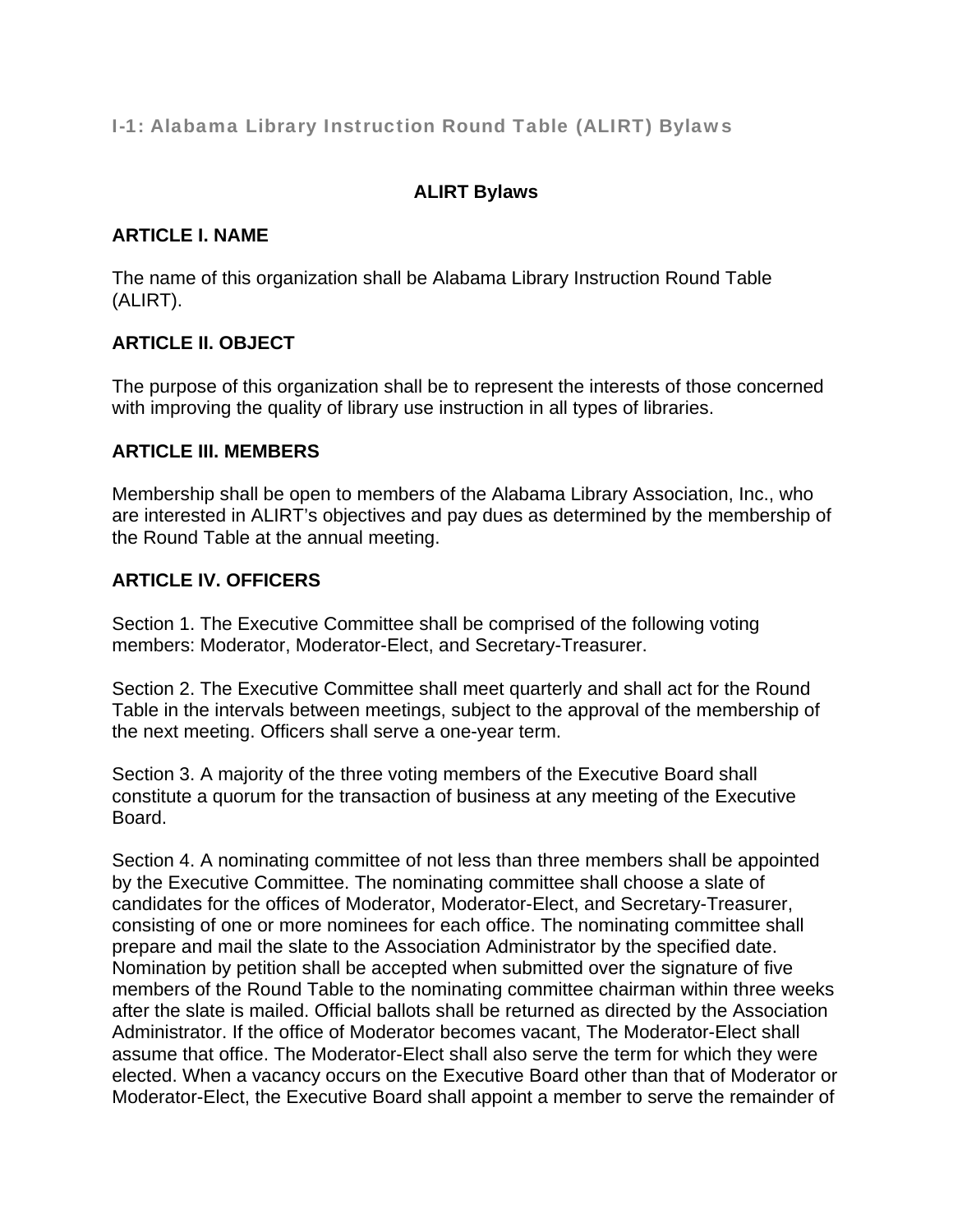## I-1: Alabama Library Instruction Round Table (ALIRT) Bylaws

### ALIRT Bylaws

**ARTICLE I. NAME**

The name of this organization shall be Alabama Library Instruction Round Table (ALIRT).

**ARTICLE II. OBJECT**

The purpose of this organization shall be to represent the interests of those concerned with improving the quality of library use instruction in all types of libraries.

**ARTICLE III. MEMBERS**

Membership shall be open to members of the Alabama Library Association, Inc., who are interested in ALIRT's objectives and pay dues as determined by the membership of the Round Table at the annual meeting.

**ARTICLE IV. OFFICERS**

Section 1. The Executive Committee shall be comprised of the following voting members: Moderator, Moderator-Elect, and Secretary-Treasurer.

Section 2. The Executive Committee shall meet quarterly and shall act for the Round Table in the intervals between meetings, subject to the approval of the membership of the next meeting. Officers shall serve a one-year term.

Section 3. A majority of the three voting members of the Executive Board shall constitute a quorum for the transaction of business at any meeting of the Executive Board.

Section 4. A nominating committee of not less than three members shall be appointed by the Executive Committee. The nominating committee shall choose a slate of candidates for the offices of Moderator, Moderator-Elect, and Secretary-Treasurer, consisting of one or more nominees for each office. The nominating committee shall prepare and mail the slate to the Association Administrator by the specified date. Nomination by petition shall be accepted when submitted over the signature of five members of the Round Table to the nominating committee chairman within three weeks after the slate is mailed. Official ballots shall be returned as directed by the Association Administrator. If the office of Moderator becomes vacant, The Moderator-Elect shall assume that office. The Moderator-Elect shall also serve the term for which they were elected. When a vacancy occurs on the Executive Board other than that of Moderator or Moderator-Elect, the Executive Board shall appoint a member to serve the remainder of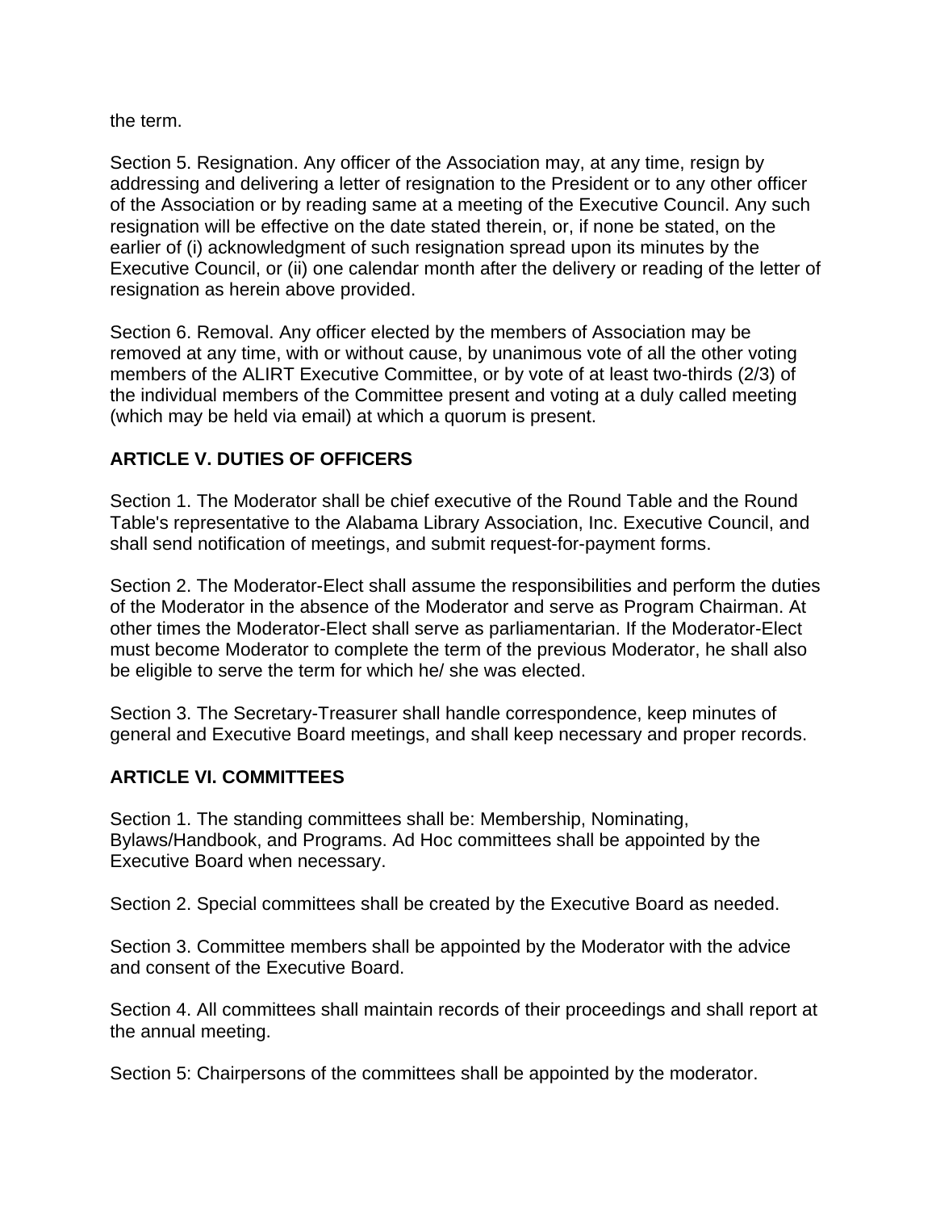the term.

Section 5. Resignation. Any officer of the Association may, at any time, resign by addressing and delivering a letter of resignation to the President or to any other officer of the Association or by reading same at a meeting of the Executive Council. Any such resignation will be effective on the date stated therein, or, if none be stated, on the earlier of (i) acknowledgment of such resignation spread upon its minutes by the Executive Council, or (ii) one calendar month after the delivery or reading of the letter of resignation as herein above provided.

Section 6. Removal. Any officer elected by the members of Association may be removed at any time, with or without cause, by unanimous vote of all the other voting members of the ALIRT Executive Committee, or by vote of at least two-thirds (2/3) of the individual members of the Committee present and voting at a duly called meeting (which may be held via email) at which a quorum is present.

## ARTICLE V. DUTIES OF OFFICERS

Section 1. The Moderator shall be chief executive of the Round Table and the Round Table's representative to the Alabama Library Association, Inc. Executive Council, and shall send notification of meetings, and submit request-for-payment forms.

Section 2. The Moderator-Elect shall assume the responsibilities and perform the duties of the Moderator in the absence of the Moderator and serve as Program Chairman. At other times the Moderator-Elect shall serve as parliamentarian. If the Moderator-Elect must become Moderator to complete the term of the previous Moderator, he shall also be eligible to serve the term for which he/ she was elected.

Section 3. The Secretary-Treasurer shall handle correspondence, keep minutes of general and Executive Board meetings, and shall keep necessary and proper records.

## ARTICLE VI. COMMITTEES

Section 1. The standing committees shall be: Membership, Nominating, Bylaws/Handbook, and Programs. Ad Hoc committees shall be appointed by the Executive Board when necessary.

Section 2. Special committees shall be created by the Executive Board as needed.

Section 3. Committee members shall be appointed by the Moderator with the advice and consent of the Executive Board.

Section 4. All committees shall maintain records of their proceedings and shall report at the annual meeting.

Section 5: Chairpersons of the committees shall be appointed by the moderator.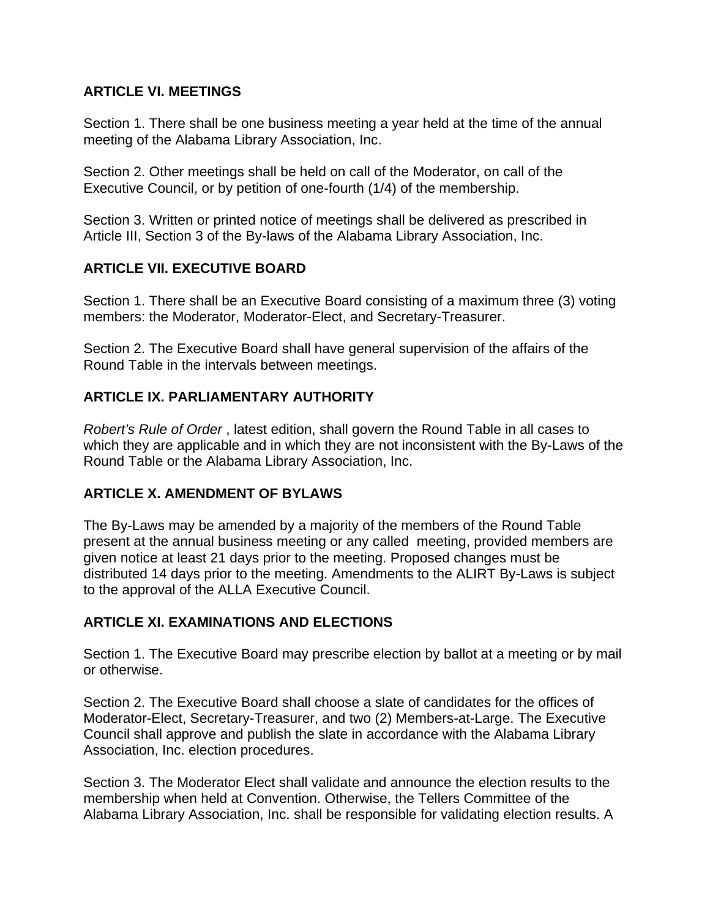### ARTICLE VI. MEETINGS

Section 1. There shall be one business meeting a year held at the time of the annual meeting of the Alabama Library Association, Inc.

Section 2. Other meetings shall be held on call of the Moderator, on call of the Executive Council, or by petition of one-fourth (1/4) of the membership.

Section 3. Written or printed notice of meetings shall be delivered as prescribed in Article III, Section 3 of the By-laws of the Alabama Library Association, Inc.

### ARTICLE VII. EXECUTIVE BOARD

Section 1. There shall be an Executive Board consisting of a maximum three (3) voting members: the Moderator, Moderator-Elect, and Secretary-Treasurer.

Section 2. The Executive Board shall have general supervision of the affairs of the Round Table in the intervals between meetings.

### ARTICLE IX. PARLIAMENTARY AUTHORITY

*Robert's Rule of Order* , latest edition, shall govern the Round Table in all cases to which they are applicable and in which they are not inconsistent with the By-Laws of the Round Table or the Alabama Library Association, Inc.

### ARTICLE X. AMENDMENT OF BYLAWS

The By-Laws may be amended by a majority of the members of the Round Table present at the annual business meeting or any called meeting, provided members are given notice at least 21 days prior to the meeting. Proposed changes must be distributed 14 days prior to the meeting. Amendments to the ALIRT By-Laws is subject to the approval of the ALLA Executive Council.

### ARTICLE XI. EXAMINATIONS AND ELECTIONS

Section 1. The Executive Board may prescribe election by ballot at a meeting or by mail or otherwise.

Section 2. The Executive Board shall choose a slate of candidates for the offices of Moderator-Elect, Secretary-Treasurer, and two (2) Members-at-Large. The Executive Council shall approve and publish the slate in accordance with the Alabama Library Association, Inc. election procedures.

Section 3. The Moderator Elect shall validate and announce the election results to the membership when held at Convention. Otherwise, the Tellers Committee of the Alabama Library Association, Inc. shall be responsible for validating election results. A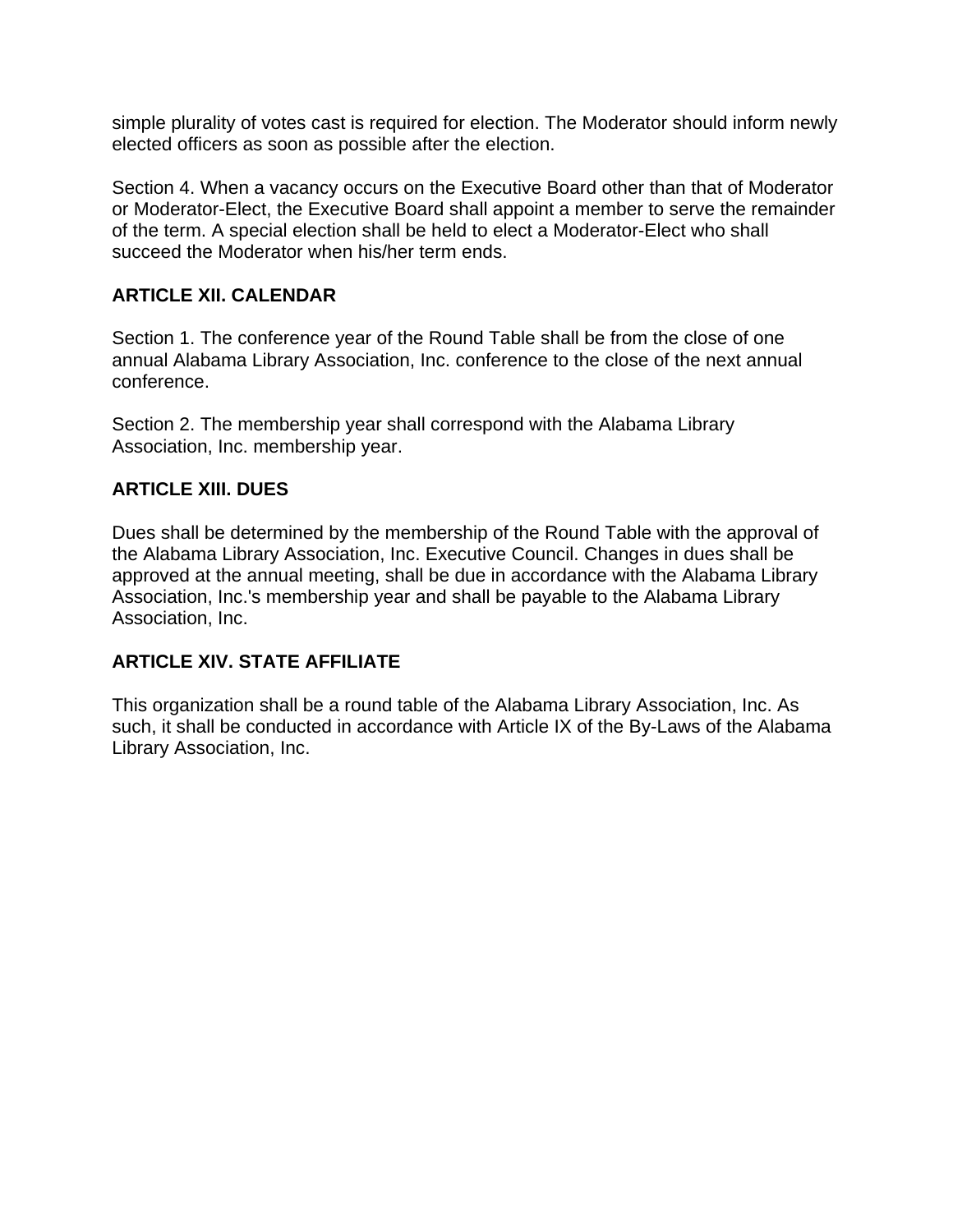simple plurality of votes cast is required for election. The Moderator should inform newly elected officers as soon as possible after the election.

Section 4. When a vacancy occurs on the Executive Board other than that of Moderator or Moderator-Elect, the Executive Board shall appoint a member to serve the remainder of the term. A special election shall be held to elect a Moderator-Elect who shall succeed the Moderator when his/her term ends.

## ARTICLE XII. CALENDAR

Section 1. The conference year of the Round Table shall be from the close of one annual Alabama Library Association, Inc. conference to the close of the next annual conference.

Section 2. The membership year shall correspond with the Alabama Library Association, Inc. membership year.

## ARTICLE XIII. DUES

Dues shall be determined by the membership of the Round Table with the approval of the Alabama Library Association, Inc. Executive Council. Changes in dues shall be approved at the annual meeting, shall be due in accordance with the Alabama Library Association, Inc.'s membership year and shall be payable to the Alabama Library Association, Inc.

## ARTICLE XIV. STATE AFFILIATE

This organization shall be a round table of the Alabama Library Association, Inc. As such, it shall be conducted in accordance with Article IX of the By-Laws of the Alabama Library Association, Inc.